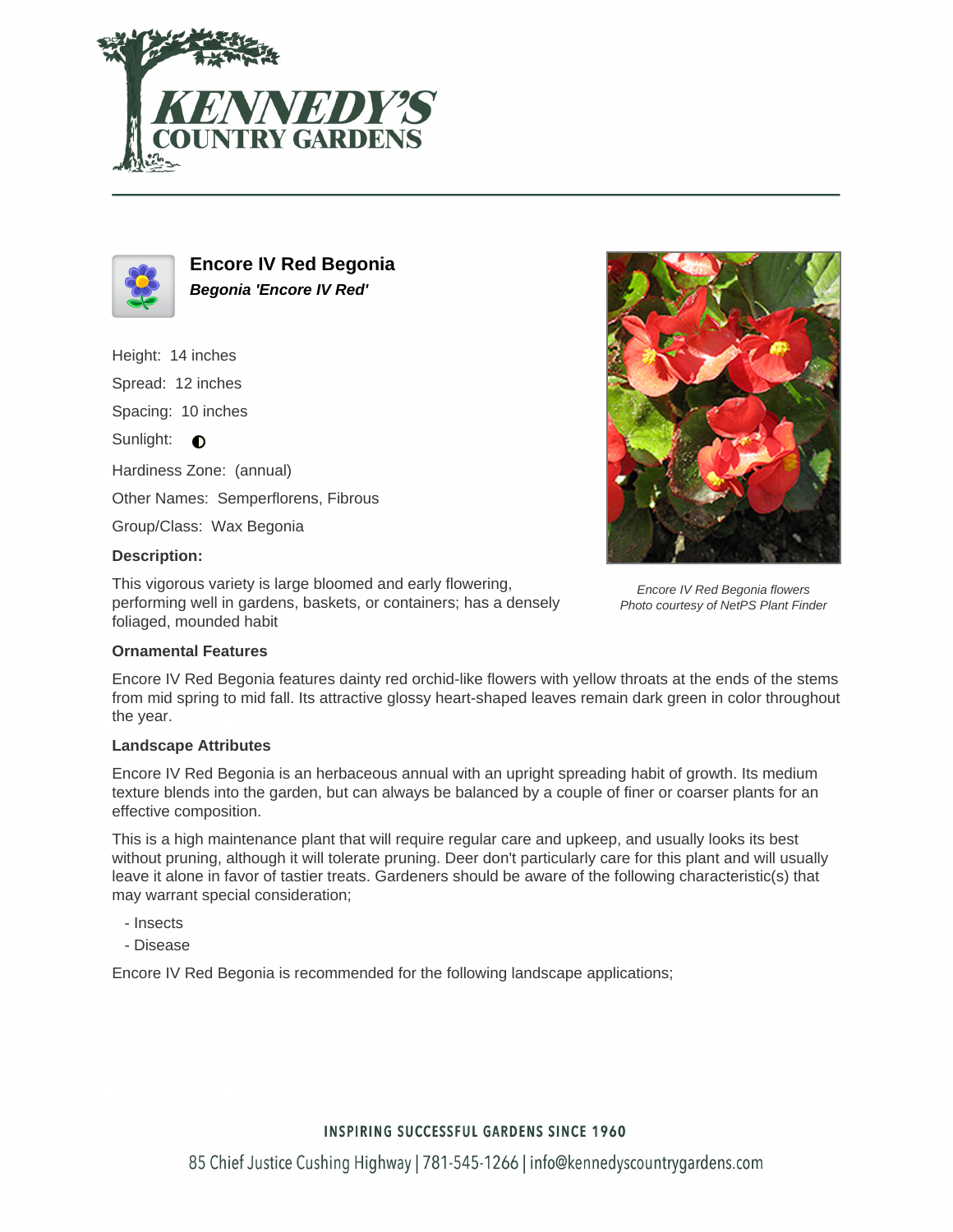# Encore IV Red Begonia

***Begonia 'Encore IV Red'***

Height: 14 inches

Spread: 12 inches

Spacing: 10 inches

Sunlight: ◐

Hardiness Zone: (annual)

Other Names: Semperflorens, Fibrous

Group/Class: Wax Begonia

**Description:**

This vigorous variety is large bloomed and early flowering, performing well in gardens, baskets, or containers; has a densely foliaged, mounded habit

*Encore IV Red Begonia flowers*
*Photo courtesy of NetPS Plant Finder*

### Ornamental Features

Encore IV Red Begonia features dainty red orchid-like flowers with yellow throats at the ends of the stems from mid spring to mid fall. Its attractive glossy heart-shaped leaves remain dark green in color throughout the year.

### Landscape Attributes

Encore IV Red Begonia is an herbaceous annual with an upright spreading habit of growth. Its medium texture blends into the garden, but can always be balanced by a couple of finer or coarser plants for an effective composition.

This is a high maintenance plant that will require regular care and upkeep, and usually looks its best without pruning, although it will tolerate pruning. Deer don't particularly care for this plant and will usually leave it alone in favor of tastier treats. Gardeners should be aware of the following characteristic(s) that may warrant special consideration;

- Insects
- Disease

Encore IV Red Begonia is recommended for the following landscape applications;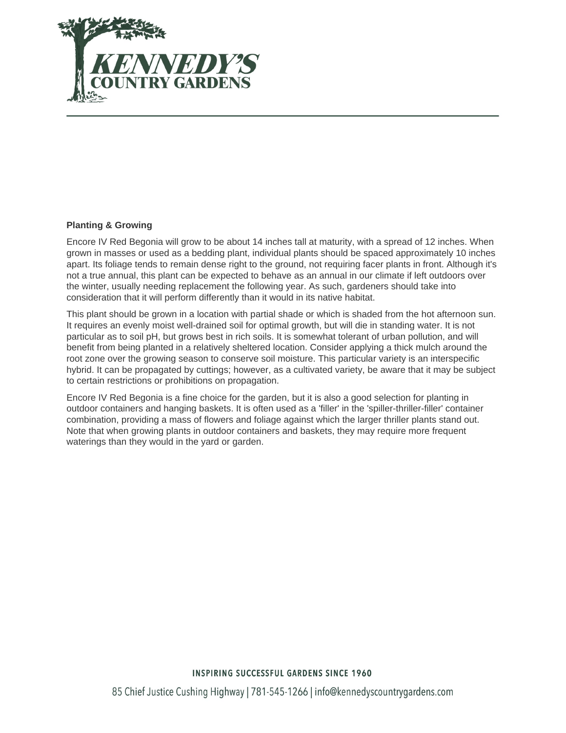**Planting & Growing**

Encore IV Red Begonia will grow to be about 14 inches tall at maturity, with a spread of 12 inches. When grown in masses or used as a bedding plant, individual plants should be spaced approximately 10 inches apart. Its foliage tends to remain dense right to the ground, not requiring facer plants in front. Although it's not a true annual, this plant can be expected to behave as an annual in our climate if left outdoors over the winter, usually needing replacement the following year. As such, gardeners should take into consideration that it will perform differently than it would in its native habitat.

This plant should be grown in a location with partial shade or which is shaded from the hot afternoon sun. It requires an evenly moist well-drained soil for optimal growth, but will die in standing water. It is not particular as to soil pH, but grows best in rich soils. It is somewhat tolerant of urban pollution, and will benefit from being planted in a relatively sheltered location. Consider applying a thick mulch around the root zone over the growing season to conserve soil moisture. This particular variety is an interspecific hybrid. It can be propagated by cuttings; however, as a cultivated variety, be aware that it may be subject to certain restrictions or prohibitions on propagation.

Encore IV Red Begonia is a fine choice for the garden, but it is also a good selection for planting in outdoor containers and hanging baskets. It is often used as a 'filler' in the 'spiller-thriller-filler' container combination, providing a mass of flowers and foliage against which the larger thriller plants stand out. Note that when growing plants in outdoor containers and baskets, they may require more frequent waterings than they would in the yard or garden.